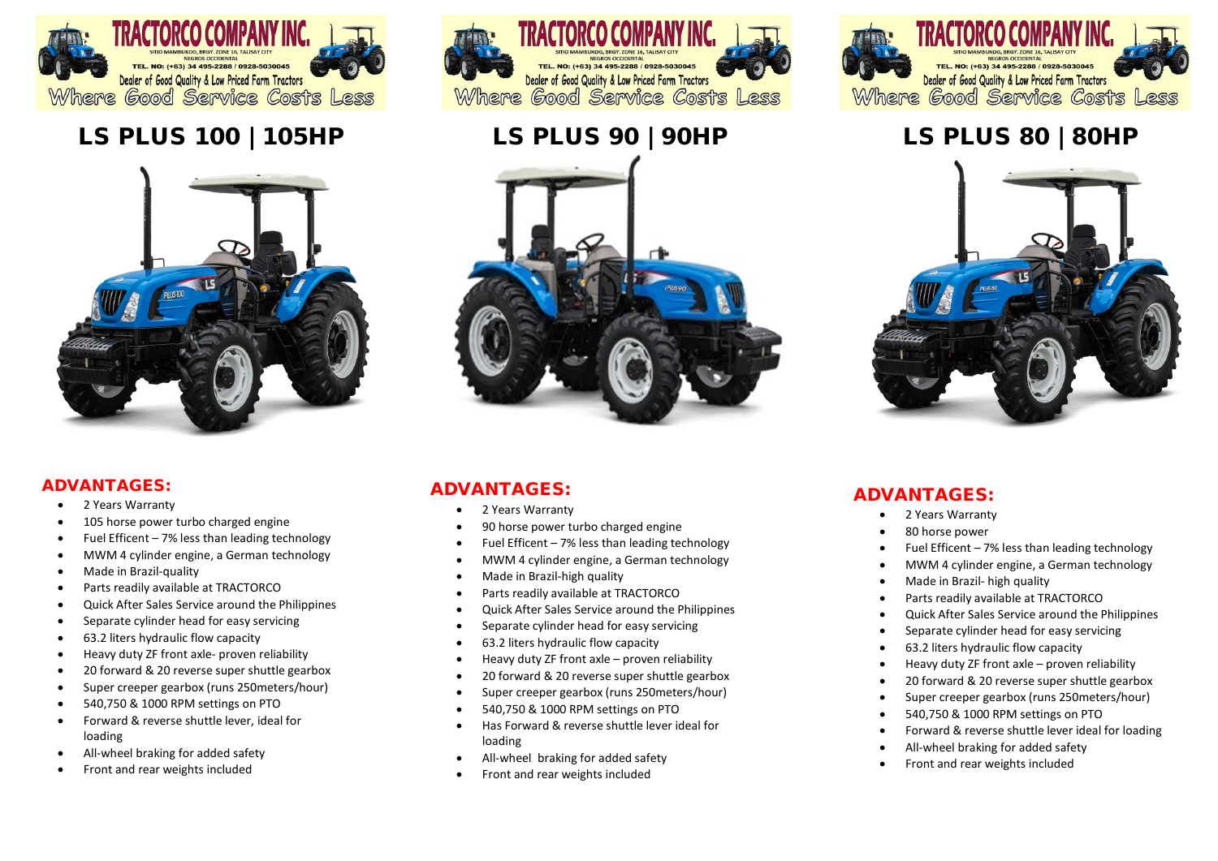TRACTORCO COMPANY INC.

SITIO MAMBUKOG, BRGY. ZONE 16, TALISAY CITY
NEGROS OCCIDENTAL
TEL. NO: (+63) 34 495-2288 / 0928-5030045

Dealer of Good Quality & Low Priced Farm Tractors

Where Good Service Costs Less

# LS PLUS 100 | 105HP

## ADVANTAGES:

- 2 Years Warranty
- 105 horse power turbo charged engine
- Fuel Efficent – 7% less than leading technology
- MWM 4 cylinder engine, a German technology
- Made in Brazil-quality
- Parts readily available at TRACTORCO
- Quick After Sales Service around the Philippines
- Separate cylinder head for easy servicing
- 63.2 liters hydraulic flow capacity
- Heavy duty ZF front axle- proven reliability
- 20 forward & 20 reverse super shuttle gearbox
- Super creeper gearbox (runs 250meters/hour)
- 540,750 & 1000 RPM settings on PTO
- Forward & reverse shuttle lever, ideal for loading
- All-wheel braking for added safety
- Front and rear weights included

TRACTORCO COMPANY INC.

SITIO MAMBUKOG, BRGY. ZONE 16, TALISAY CITY
NEGROS OCCIDENTAL
TEL. NO: (+63) 34 495-2288 / 0928-5030045

Dealer of Good Quality & Low Priced Farm Tractors

Where Good Service Costs Less

# LS PLUS 90 | 90HP

## ADVANTAGES:

- 2 Years Warranty
- 90 horse power turbo charged engine
- Fuel Efficent – 7% less than leading technology
- MWM 4 cylinder engine, a German technology
- Made in Brazil-high quality
- Parts readily available at TRACTORCO
- Quick After Sales Service around the Philippines
- Separate cylinder head for easy servicing
- 63.2 liters hydraulic flow capacity
- Heavy duty ZF front axle – proven reliability
- 20 forward & 20 reverse super shuttle gearbox
- Super creeper gearbox (runs 250meters/hour)
- 540,750 & 1000 RPM settings on PTO
- Has Forward & reverse shuttle lever ideal for loading
- All-wheel braking for added safety
- Front and rear weights included

TRACTORCO COMPANY INC.

SITIO MAMBUKOG, BRGY. ZONE 16, TALISAY CITY
NEGROS OCCIDENTAL
TEL. NO: (+63) 34 495-2288 / 0928-5030045

Dealer of Good Quality & Low Priced Farm Tractors

Where Good Service Costs Less

# LS PLUS 80 | 80HP

## ADVANTAGES:

- 2 Years Warranty
- 80 horse power
- Fuel Efficent – 7% less than leading technology
- MWM 4 cylinder engine, a German technology
- Made in Brazil- high quality
- Parts readily available at TRACTORCO
- Quick After Sales Service around the Philippines
- Separate cylinder head for easy servicing
- 63.2 liters hydraulic flow capacity
- Heavy duty ZF front axle – proven reliability
- 20 forward & 20 reverse super shuttle gearbox
- Super creeper gearbox (runs 250meters/hour)
- 540,750 & 1000 RPM settings on PTO
- Forward & reverse shuttle lever ideal for loading
- All-wheel braking for added safety
- Front and rear weights included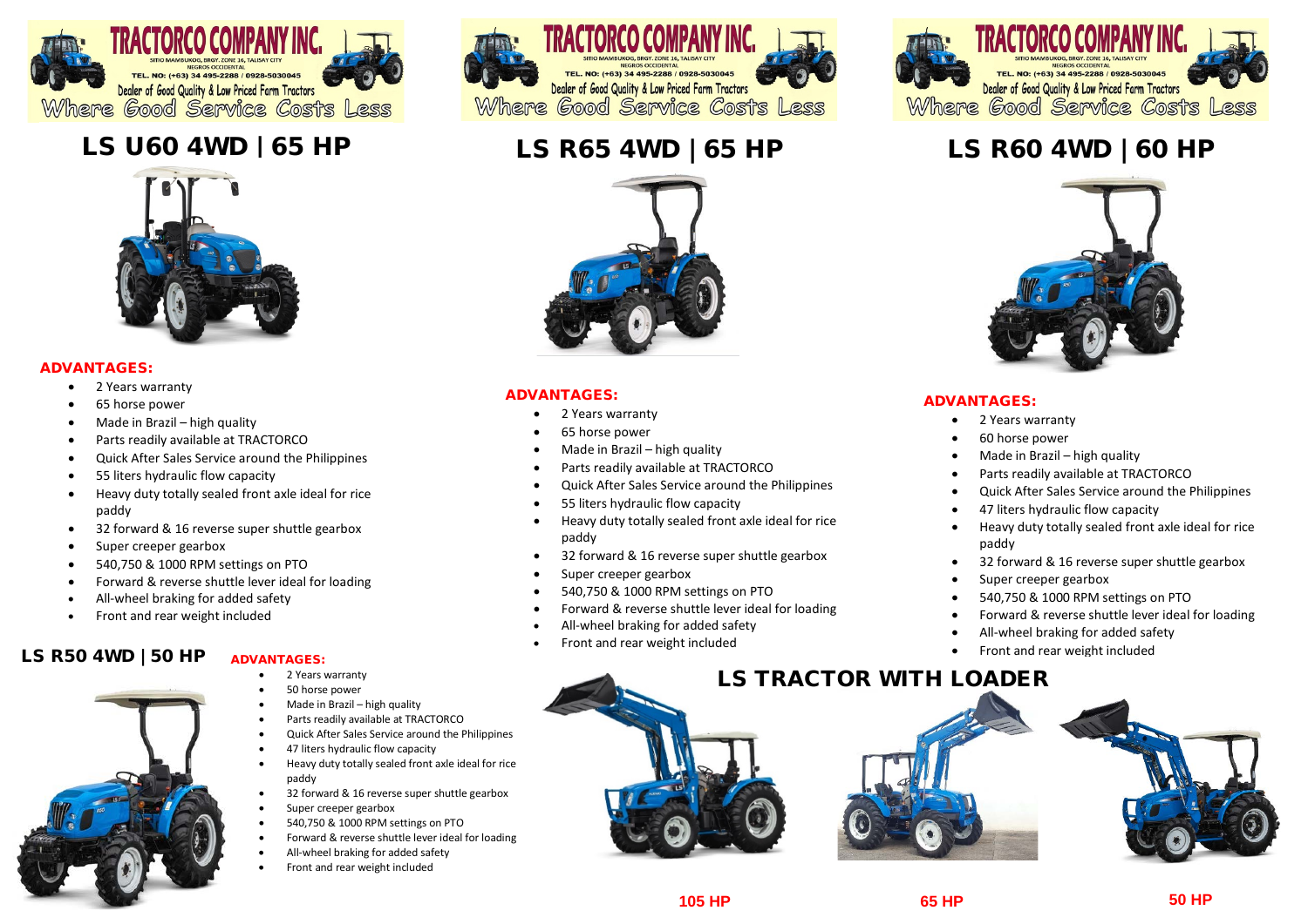# TRACTORCO COMPANY INC.

SITIO MAMBUKOG, BRGY. ZONE 16, TALISAY CITY
NEGROS OCCIDENTAL
TEL. NO: (+63) 34 495-2288 / 0928-5030045

Dealer of Good Quality & Low Priced Farm Tractors

Where Good Service Costs Less

## LS U60 4WD | 65 HP

**ADVANTAGES:**

- 2 Years warranty
- 65 horse power
- Made in Brazil – high quality
- Parts readily available at TRACTORCO
- Quick After Sales Service around the Philippines
- 55 liters hydraulic flow capacity
- Heavy duty totally sealed front axle ideal for rice paddy
- 32 forward & 16 reverse super shuttle gearbox
- Super creeper gearbox
- 540,750 & 1000 RPM settings on PTO
- Forward & reverse shuttle lever ideal for loading
- All-wheel braking for added safety
- Front and rear weight included

## LS R50 4WD | 50 HP

**ADVANTAGES:**

- 2 Years warranty
- 50 horse power
- Made in Brazil – high quality
- Parts readily available at TRACTORCO
- Quick After Sales Service around the Philippines
- 47 liters hydraulic flow capacity
- Heavy duty totally sealed front axle ideal for rice paddy
- 32 forward & 16 reverse super shuttle gearbox
- Super creeper gearbox
- 540,750 & 1000 RPM settings on PTO
- Forward & reverse shuttle lever ideal for loading
- All-wheel braking for added safety
- Front and rear weight included

# TRACTORCO COMPANY INC.

SITIO MAMBUKOG, BRGY. ZONE 16, TALISAY CITY
NEGROS OCCIDENTAL
TEL. NO: (+63) 34 495-2288 / 0928-5030045

Dealer of Good Quality & Low Priced Farm Tractors

Where Good Service Costs Less

## LS R65 4WD | 65 HP

**ADVANTAGES:**

- 2 Years warranty
- 65 horse power
- Made in Brazil – high quality
- Parts readily available at TRACTORCO
- Quick After Sales Service around the Philippines
- 55 liters hydraulic flow capacity
- Heavy duty totally sealed front axle ideal for rice paddy
- 32 forward & 16 reverse super shuttle gearbox
- Super creeper gearbox
- 540,750 & 1000 RPM settings on PTO
- Forward & reverse shuttle lever ideal for loading
- All-wheel braking for added safety
- Front and rear weight included

# TRACTORCO COMPANY INC.

SITIO MAMBUKOG, BRGY. ZONE 16, TALISAY CITY
NEGROS OCCIDENTAL
TEL. NO: (+63) 34 495-2288 / 0928-5030045

Dealer of Good Quality & Low Priced Farm Tractors

Where Good Service Costs Less

## LS R60 4WD | 60 HP

**ADVANTAGES:**

- 2 Years warranty
- 60 horse power
- Made in Brazil – high quality
- Parts readily available at TRACTORCO
- Quick After Sales Service around the Philippines
- 47 liters hydraulic flow capacity
- Heavy duty totally sealed front axle ideal for rice paddy
- 32 forward & 16 reverse super shuttle gearbox
- Super creeper gearbox
- 540,750 & 1000 RPM settings on PTO
- Forward & reverse shuttle lever ideal for loading
- All-wheel braking for added safety
- Front and rear weight included

## LS TRACTOR WITH LOADER

105 HP

65 HP

50 HP